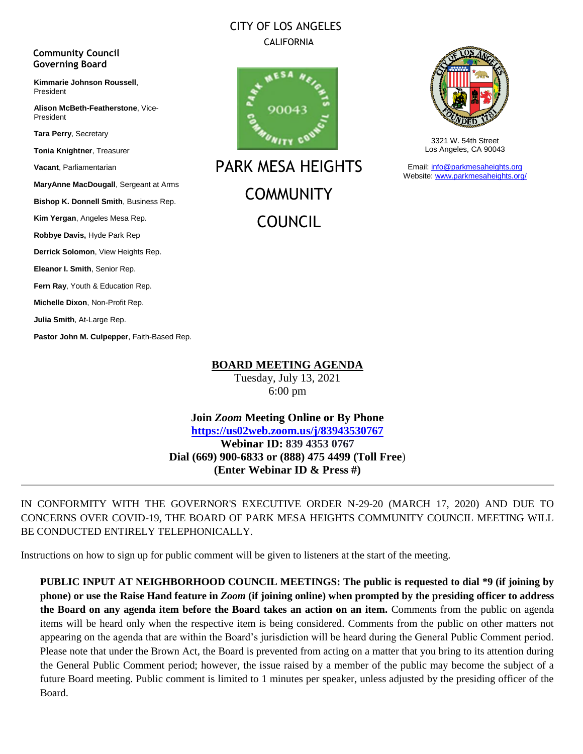CITY OF LOS ANGELES
CALIFORNIA

# PARK MESA HEIGHTS COMMUNITY COUNCIL

3321 W. 54th Street
Los Angeles, CA 90043

Email: info@parkmesaheights.org
Website: www.parkmesaheights.org/

**Community Council Governing Board**

**Kimmarie Johnson Roussell**, President

**Alison McBeth-Featherstone**, Vice-President

**Tara Perry**, Secretary

**Tonia Knightner**, Treasurer

**Vacant**, Parliamentarian

**MaryAnne MacDougall**, Sergeant at Arms

**Bishop K. Donnell Smith**, Business Rep.

**Kim Yergan**, Angeles Mesa Rep.

**Robbye Davis,** Hyde Park Rep

**Derrick Solomon**, View Heights Rep.

**Eleanor I. Smith**, Senior Rep.

**Fern Ray**, Youth & Education Rep.

**Michelle Dixon**, Non-Profit Rep.

**Julia Smith**, At-Large Rep.

**Pastor John M. Culpepper**, Faith-Based Rep.

## BOARD MEETING AGENDA

Tuesday, July 13, 2021
6:00 pm

**Join *Zoom* Meeting Online or By Phone**
**https://us02web.zoom.us/j/83943530767**
**Webinar ID: 839 4353 0767**
**Dial (669) 900-6833 or (888) 475 4499 (Toll Free)**
**(Enter Webinar ID & Press #)**

---

IN CONFORMITY WITH THE GOVERNOR'S EXECUTIVE ORDER N-29-20 (MARCH 17, 2020) AND DUE TO CONCERNS OVER COVID-19, THE BOARD OF PARK MESA HEIGHTS COMMUNITY COUNCIL MEETING WILL BE CONDUCTED ENTIRELY TELEPHONICALLY.

Instructions on how to sign up for public comment will be given to listeners at the start of the meeting.

**PUBLIC INPUT AT NEIGHBORHOOD COUNCIL MEETINGS: The public is requested to dial *9 (if joining by phone) or use the Raise Hand feature in *Zoom* (if joining online) when prompted by the presiding officer to address the Board on any agenda item before the Board takes an action on an item.** Comments from the public on agenda items will be heard only when the respective item is being considered. Comments from the public on other matters not appearing on the agenda that are within the Board's jurisdiction will be heard during the General Public Comment period. Please note that under the Brown Act, the Board is prevented from acting on a matter that you bring to its attention during the General Public Comment period; however, the issue raised by a member of the public may become the subject of a future Board meeting. Public comment is limited to 1 minutes per speaker, unless adjusted by the presiding officer of the Board.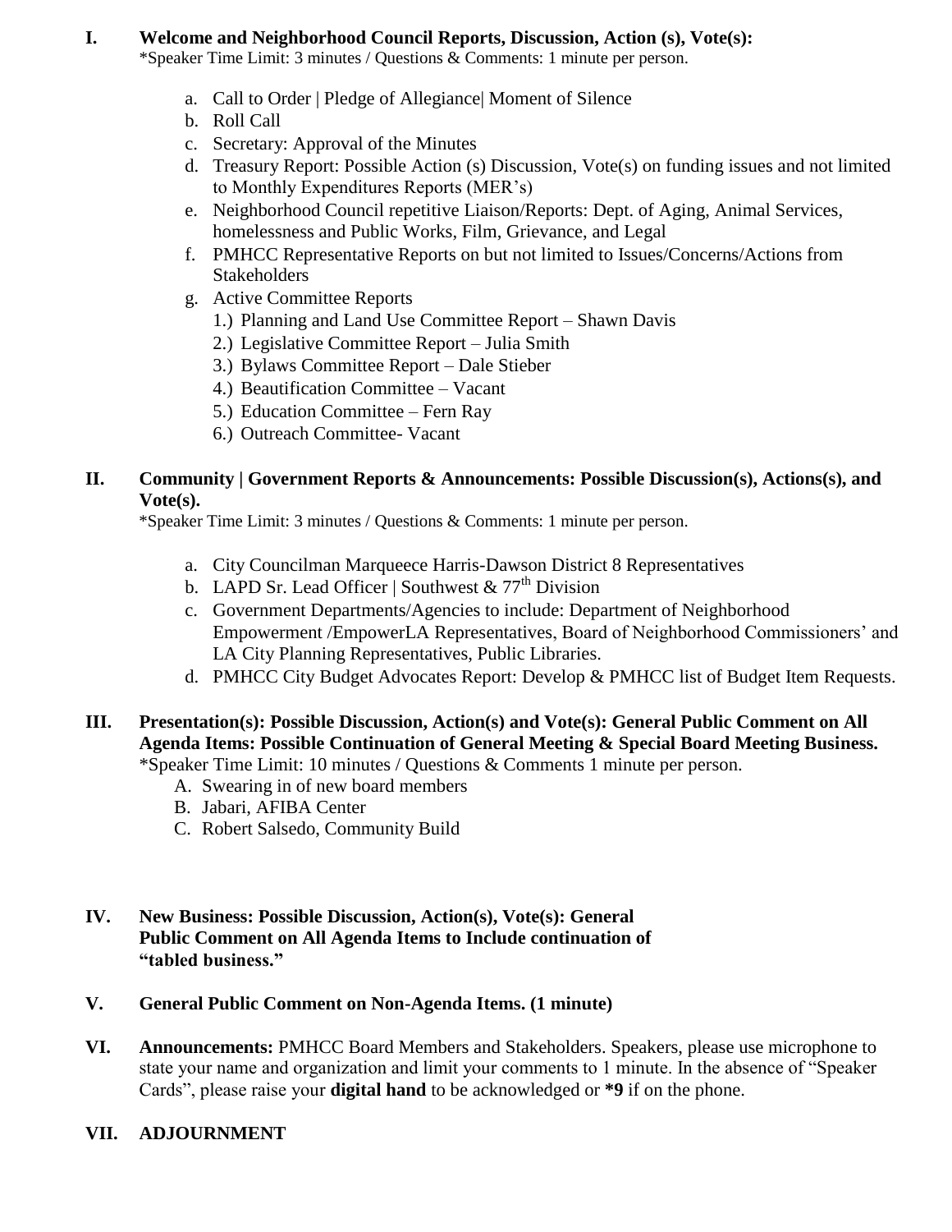## I. Welcome and Neighborhood Council Reports, Discussion, Action (s), Vote(s):

*Speaker Time Limit: 3 minutes / Questions & Comments: 1 minute per person.

a. Call to Order | Pledge of Allegiance| Moment of Silence
b. Roll Call
c. Secretary: Approval of the Minutes
d. Treasury Report: Possible Action (s) Discussion, Vote(s) on funding issues and not limited to Monthly Expenditures Reports (MER's)
e. Neighborhood Council repetitive Liaison/Reports: Dept. of Aging, Animal Services, homelessness and Public Works, Film, Grievance, and Legal
f. PMHCC Representative Reports on but not limited to Issues/Concerns/Actions from Stakeholders
g. Active Committee Reports
   1.) Planning and Land Use Committee Report – Shawn Davis
   2.) Legislative Committee Report – Julia Smith
   3.) Bylaws Committee Report – Dale Stieber
   4.) Beautification Committee – Vacant
   5.) Education Committee – Fern Ray
   6.) Outreach Committee- Vacant

## II. Community | Government Reports & Announcements: Possible Discussion(s), Actions(s), and Vote(s).

*Speaker Time Limit: 3 minutes / Questions & Comments: 1 minute per person.

a. City Councilman Marqueece Harris-Dawson District 8 Representatives
b. LAPD Sr. Lead Officer | Southwest & 77th Division
c. Government Departments/Agencies to include: Department of Neighborhood Empowerment /EmpowerLA Representatives, Board of Neighborhood Commissioners' and LA City Planning Representatives, Public Libraries.
d. PMHCC City Budget Advocates Report: Develop & PMHCC list of Budget Item Requests.

## III. Presentation(s): Possible Discussion, Action(s) and Vote(s): General Public Comment on All Agenda Items: Possible Continuation of General Meeting & Special Board Meeting Business.

*Speaker Time Limit: 10 minutes / Questions & Comments 1 minute per person.

A. Swearing in of new board members
B. Jabari, AFIBA Center
C. Robert Salsedo, Community Build

## IV. New Business: Possible Discussion, Action(s), Vote(s): General Public Comment on All Agenda Items to Include continuation of "tabled business."

## V. General Public Comment on Non-Agenda Items. (1 minute)

## VI. Announcements:

PMHCC Board Members and Stakeholders. Speakers, please use microphone to state your name and organization and limit your comments to 1 minute. In the absence of "Speaker Cards", please raise your **digital hand** to be acknowledged or ***9** if on the phone.

## VII. ADJOURNMENT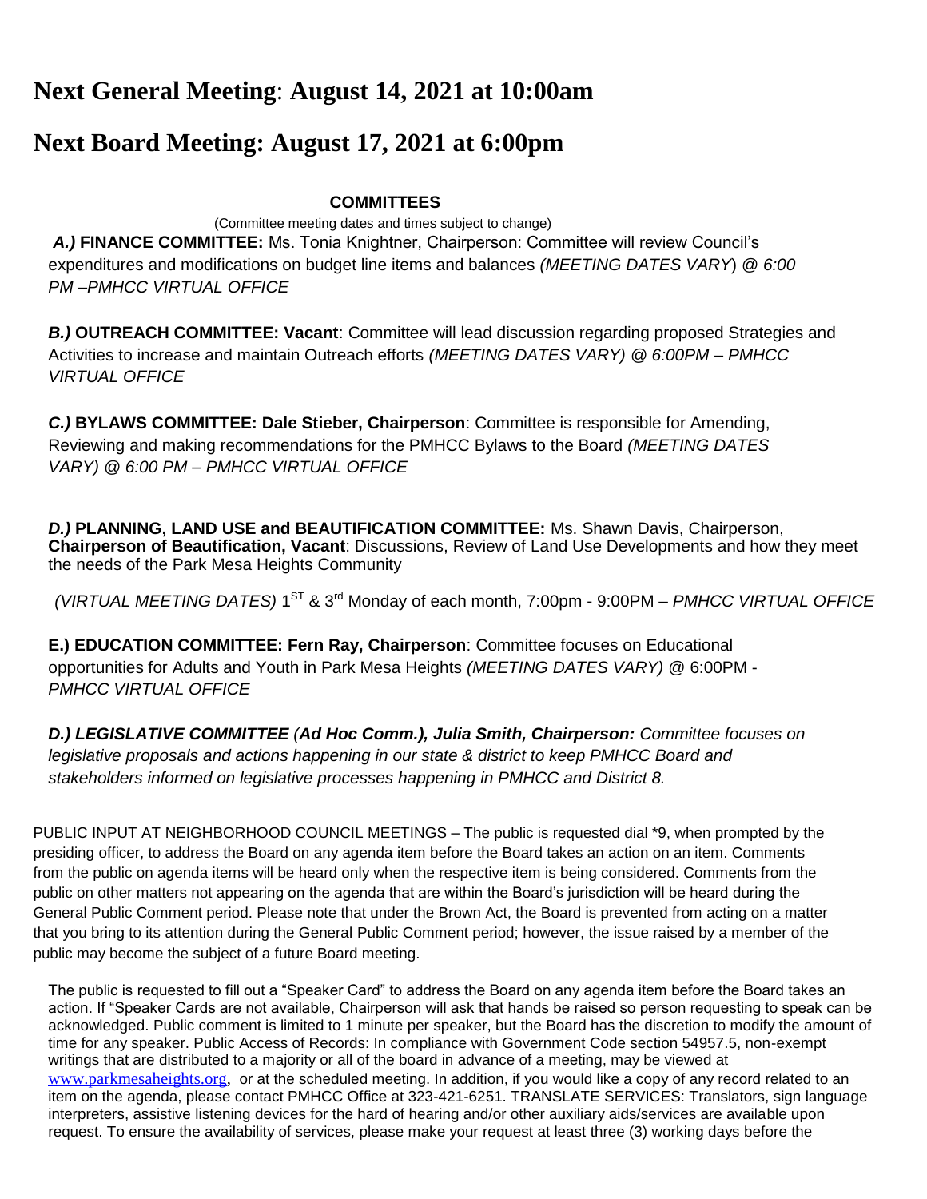# Next General Meeting: August 14, 2021 at 10:00am

# Next Board Meeting: August 17, 2021 at 6:00pm

**COMMITTEES**

(Committee meeting dates and times subject to change)

***A.)* FINANCE COMMITTEE:** Ms. Tonia Knightner, Chairperson: Committee will review Council's expenditures and modifications on budget line items and balances *(MEETING DATES VARY) @ 6:00 PM –PMHCC VIRTUAL OFFICE*

***B.)* OUTREACH COMMITTEE: Vacant**: Committee will lead discussion regarding proposed Strategies and Activities to increase and maintain Outreach efforts *(MEETING DATES VARY) @ 6:00PM – PMHCC VIRTUAL OFFICE*

***C.)* BYLAWS COMMITTEE: Dale Stieber, Chairperson**: Committee is responsible for Amending, Reviewing and making recommendations for the PMHCC Bylaws to the Board *(MEETING DATES VARY) @ 6:00 PM – PMHCC VIRTUAL OFFICE*

***D.)* PLANNING, LAND USE and BEAUTIFICATION COMMITTEE:** Ms. Shawn Davis, Chairperson, **Chairperson of Beautification, Vacant**: Discussions, Review of Land Use Developments and how they meet the needs of the Park Mesa Heights Community

*(VIRTUAL MEETING DATES)* 1ST & 3rd Monday of each month, 7:00pm - 9:00PM – *PMHCC VIRTUAL OFFICE*

**E.) EDUCATION COMMITTEE: Fern Ray, Chairperson**: Committee focuses on Educational opportunities for Adults and Youth in Park Mesa Heights *(MEETING DATES VARY)* @ 6:00PM - *PMHCC VIRTUAL OFFICE*

***D.) LEGISLATIVE COMMITTEE (Ad Hoc Comm.), Julia Smith, Chairperson:*** *Committee focuses on legislative proposals and actions happening in our state & district to keep PMHCC Board and stakeholders informed on legislative processes happening in PMHCC and District 8.*

PUBLIC INPUT AT NEIGHBORHOOD COUNCIL MEETINGS – The public is requested dial *9, when prompted by the presiding officer, to address the Board on any agenda item before the Board takes an action on an item. Comments from the public on agenda items will be heard only when the respective item is being considered. Comments from the public on other matters not appearing on the agenda that are within the Board's jurisdiction will be heard during the General Public Comment period. Please note that under the Brown Act, the Board is prevented from acting on a matter that you bring to its attention during the General Public Comment period; however, the issue raised by a member of the public may become the subject of a future Board meeting.

The public is requested to fill out a "Speaker Card" to address the Board on any agenda item before the Board takes an action. If "Speaker Cards are not available, Chairperson will ask that hands be raised so person requesting to speak can be acknowledged. Public comment is limited to 1 minute per speaker, but the Board has the discretion to modify the amount of time for any speaker. Public Access of Records: In compliance with Government Code section 54957.5, non-exempt writings that are distributed to a majority or all of the board in advance of a meeting, may be viewed at www.parkmesaheights.org, or at the scheduled meeting. In addition, if you would like a copy of any record related to an item on the agenda, please contact PMHCC Office at 323-421-6251. TRANSLATE SERVICES: Translators, sign language interpreters, assistive listening devices for the hard of hearing and/or other auxiliary aids/services are available upon request. To ensure the availability of services, please make your request at least three (3) working days before the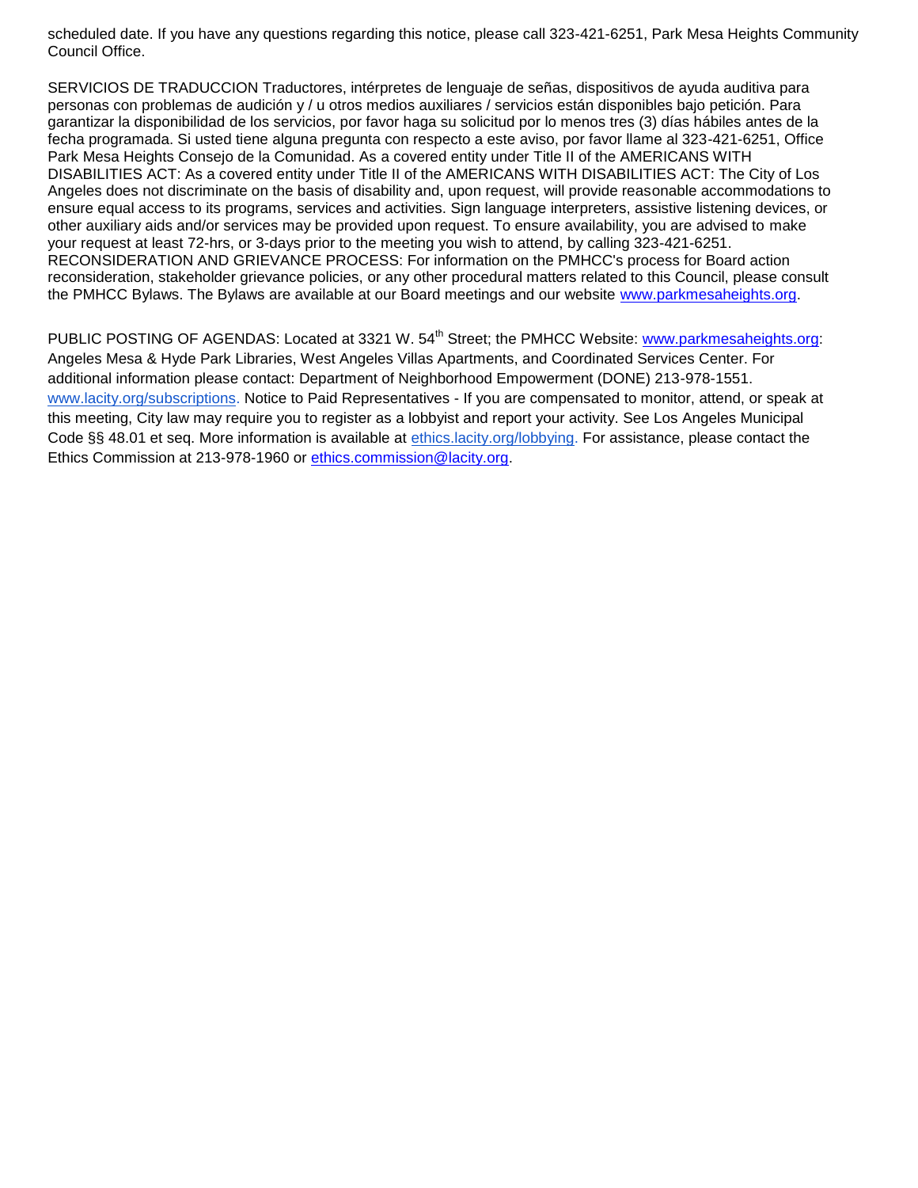scheduled date. If you have any questions regarding this notice, please call 323-421-6251, Park Mesa Heights Community Council Office.

SERVICIOS DE TRADUCCION Traductores, intérpretes de lenguaje de señas, dispositivos de ayuda auditiva para personas con problemas de audición y / u otros medios auxiliares / servicios están disponibles bajo petición. Para garantizar la disponibilidad de los servicios, por favor haga su solicitud por lo menos tres (3) días hábiles antes de la fecha programada. Si usted tiene alguna pregunta con respecto a este aviso, por favor llame al 323-421-6251, Office Park Mesa Heights Consejo de la Comunidad. As a covered entity under Title II of the AMERICANS WITH DISABILITIES ACT: As a covered entity under Title II of the AMERICANS WITH DISABILITIES ACT: The City of Los Angeles does not discriminate on the basis of disability and, upon request, will provide reasonable accommodations to ensure equal access to its programs, services and activities. Sign language interpreters, assistive listening devices, or other auxiliary aids and/or services may be provided upon request. To ensure availability, you are advised to make your request at least 72-hrs, or 3-days prior to the meeting you wish to attend, by calling 323-421-6251. RECONSIDERATION AND GRIEVANCE PROCESS: For information on the PMHCC's process for Board action reconsideration, stakeholder grievance policies, or any other procedural matters related to this Council, please consult the PMHCC Bylaws. The Bylaws are available at our Board meetings and our website www.parkmesaheights.org.

PUBLIC POSTING OF AGENDAS: Located at 3321 W. 54th Street; the PMHCC Website: www.parkmesaheights.org: Angeles Mesa & Hyde Park Libraries, West Angeles Villas Apartments, and Coordinated Services Center. For additional information please contact: Department of Neighborhood Empowerment (DONE) 213-978-1551. www.lacity.org/subscriptions. Notice to Paid Representatives - If you are compensated to monitor, attend, or speak at this meeting, City law may require you to register as a lobbyist and report your activity. See Los Angeles Municipal Code §§ 48.01 et seq. More information is available at ethics.lacity.org/lobbying. For assistance, please contact the Ethics Commission at 213-978-1960 or ethics.commission@lacity.org.